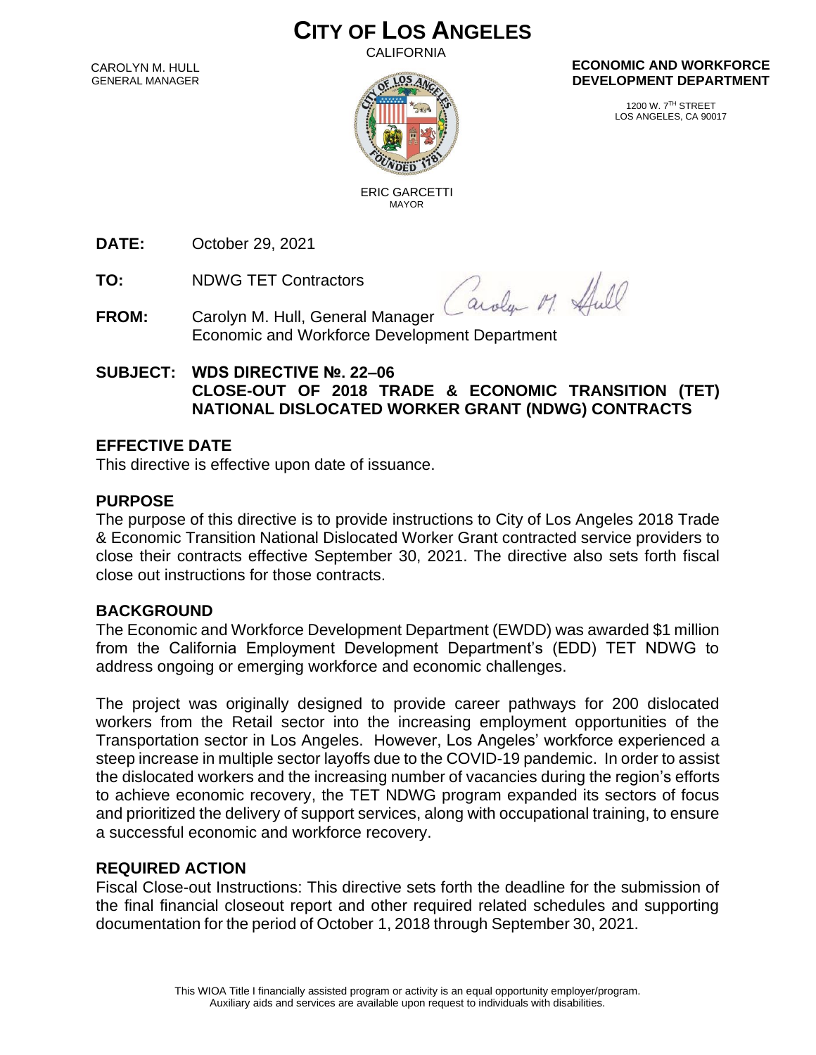# CITY OF LOS ANGELES

CALIFORNIA

CAROLYN M. HULL
GENERAL MANAGER

ERIC GARCETTI
MAYOR

**ECONOMIC AND WORKFORCE DEVELOPMENT DEPARTMENT**

1200 W. 7TH STREET
LOS ANGELES, CA 90017

**DATE:** October 29, 2021

**TO:** NDWG TET Contractors

**FROM:** Carolyn M. Hull, General Manager
Economic and Workforce Development Department

**SUBJECT: WDS DIRECTIVE №. 22–06**
**CLOSE-OUT OF 2018 TRADE & ECONOMIC TRANSITION (TET) NATIONAL DISLOCATED WORKER GRANT (NDWG) CONTRACTS**

## EFFECTIVE DATE

This directive is effective upon date of issuance.

## PURPOSE

The purpose of this directive is to provide instructions to City of Los Angeles 2018 Trade & Economic Transition National Dislocated Worker Grant contracted service providers to close their contracts effective September 30, 2021. The directive also sets forth fiscal close out instructions for those contracts.

## BACKGROUND

The Economic and Workforce Development Department (EWDD) was awarded $1 million from the California Employment Development Department's (EDD) TET NDWG to address ongoing or emerging workforce and economic challenges.

The project was originally designed to provide career pathways for 200 dislocated workers from the Retail sector into the increasing employment opportunities of the Transportation sector in Los Angeles. However, Los Angeles' workforce experienced a steep increase in multiple sector layoffs due to the COVID-19 pandemic. In order to assist the dislocated workers and the increasing number of vacancies during the region's efforts to achieve economic recovery, the TET NDWG program expanded its sectors of focus and prioritized the delivery of support services, along with occupational training, to ensure a successful economic and workforce recovery.

## REQUIRED ACTION

Fiscal Close-out Instructions: This directive sets forth the deadline for the submission of the final financial closeout report and other required related schedules and supporting documentation for the period of October 1, 2018 through September 30, 2021.

This WIOA Title I financially assisted program or activity is an equal opportunity employer/program.
Auxiliary aids and services are available upon request to individuals with disabilities.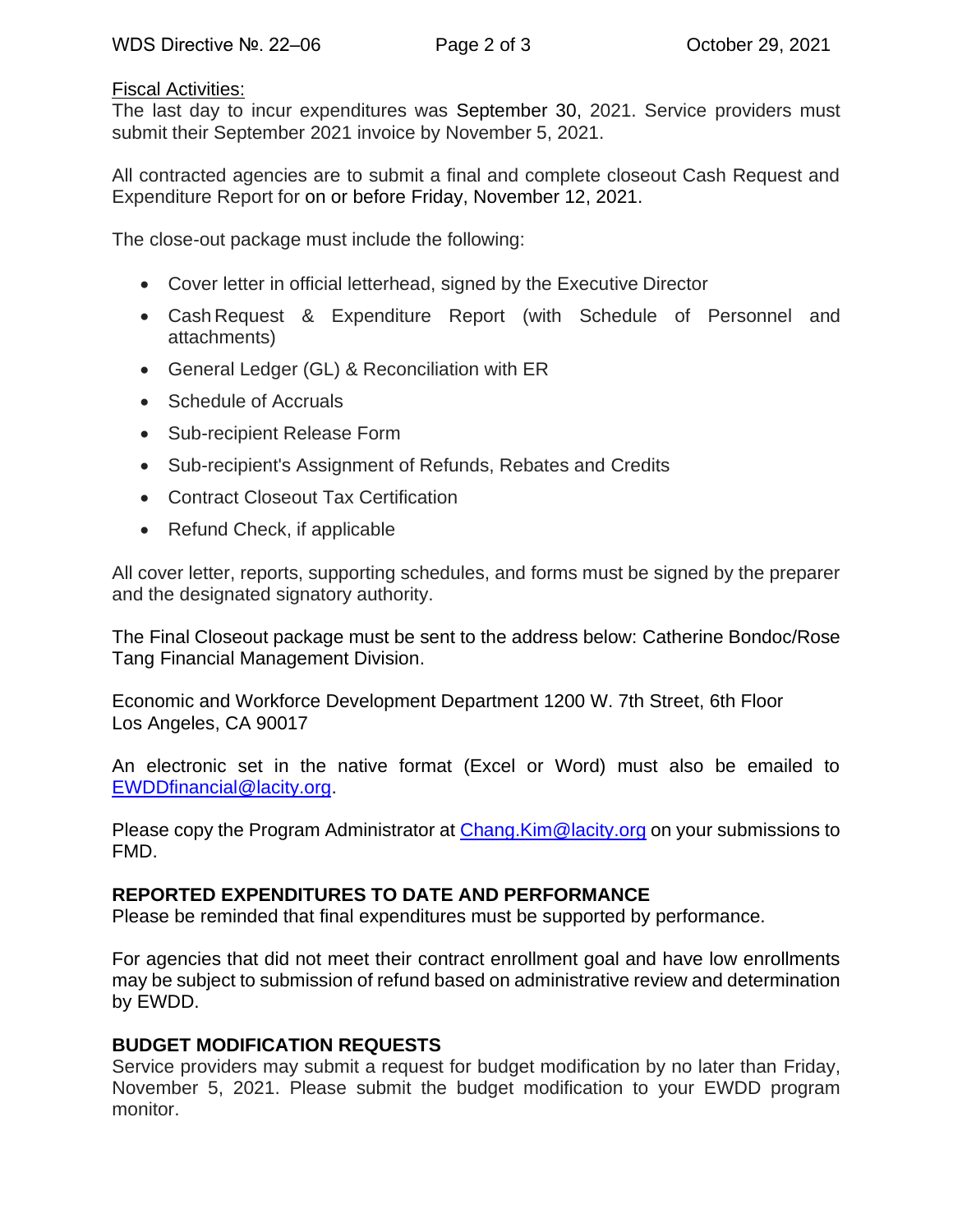Fiscal Activities:

The last day to incur expenditures was September 30, 2021. Service providers must submit their September 2021 invoice by November 5, 2021.

All contracted agencies are to submit a final and complete closeout Cash Request and Expenditure Report for on or before Friday, November 12, 2021.

The close-out package must include the following:

- Cover letter in official letterhead, signed by the Executive Director
- Cash Request & Expenditure Report (with Schedule of Personnel and attachments)
- General Ledger (GL) & Reconciliation with ER
- Schedule of Accruals
- Sub-recipient Release Form
- Sub-recipient's Assignment of Refunds, Rebates and Credits
- Contract Closeout Tax Certification
- Refund Check, if applicable

All cover letter, reports, supporting schedules, and forms must be signed by the preparer and the designated signatory authority.

The Final Closeout package must be sent to the address below: Catherine Bondoc/Rose Tang Financial Management Division.

Economic and Workforce Development Department 1200 W. 7th Street, 6th Floor
Los Angeles, CA 90017

An electronic set in the native format (Excel or Word) must also be emailed to EWDDfinancial@lacity.org.

Please copy the Program Administrator at Chang.Kim@lacity.org on your submissions to FMD.

**REPORTED EXPENDITURES TO DATE AND PERFORMANCE**

Please be reminded that final expenditures must be supported by performance.

For agencies that did not meet their contract enrollment goal and have low enrollments may be subject to submission of refund based on administrative review and determination by EWDD.

**BUDGET MODIFICATION REQUESTS**

Service providers may submit a request for budget modification by no later than Friday, November 5, 2021. Please submit the budget modification to your EWDD program monitor.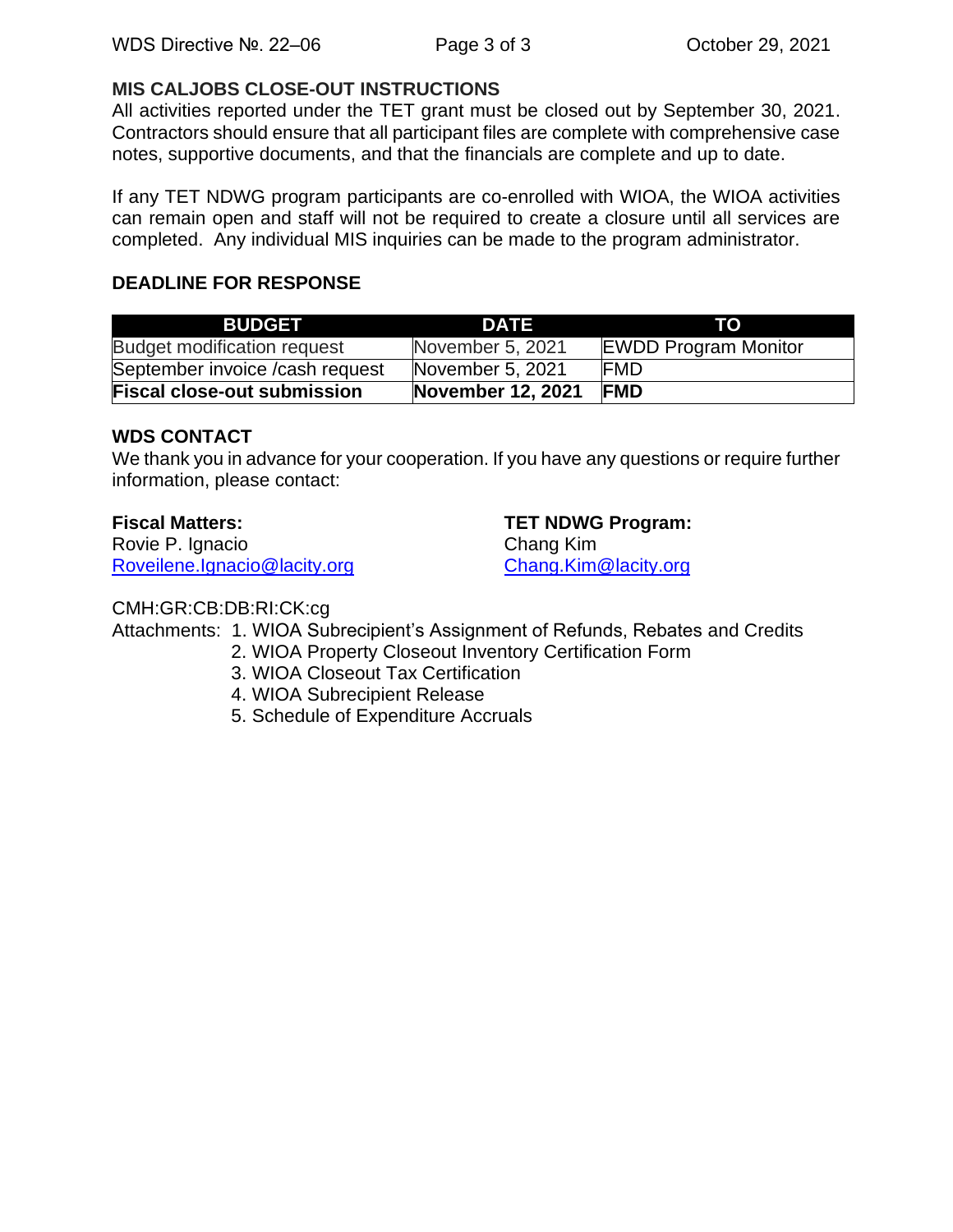## MIS CALJOBS CLOSE-OUT INSTRUCTIONS

All activities reported under the TET grant must be closed out by September 30, 2021. Contractors should ensure that all participant files are complete with comprehensive case notes, supportive documents, and that the financials are complete and up to date.

If any TET NDWG program participants are co-enrolled with WIOA, the WIOA activities can remain open and staff will not be required to create a closure until all services are completed. Any individual MIS inquiries can be made to the program administrator.

## DEADLINE FOR RESPONSE

| BUDGET | DATE | TO |
|---|---|---|
| Budget modification request | November 5, 2021 | EWDD Program Monitor |
| September invoice /cash request | November 5, 2021 | FMD |
| **Fiscal close-out submission** | **November 12, 2021** | **FMD** |

## WDS CONTACT

We thank you in advance for your cooperation. If you have any questions or require further information, please contact:

**Fiscal Matters:**
Rovie P. Ignacio
Roveilene.Ignacio@lacity.org

**TET NDWG Program:**
Chang Kim
Chang.Kim@lacity.org

CMH:GR:CB:DB:RI:CK:cg

Attachments:
1. WIOA Subrecipient's Assignment of Refunds, Rebates and Credits
2. WIOA Property Closeout Inventory Certification Form
3. WIOA Closeout Tax Certification
4. WIOA Subrecipient Release
5. Schedule of Expenditure Accruals